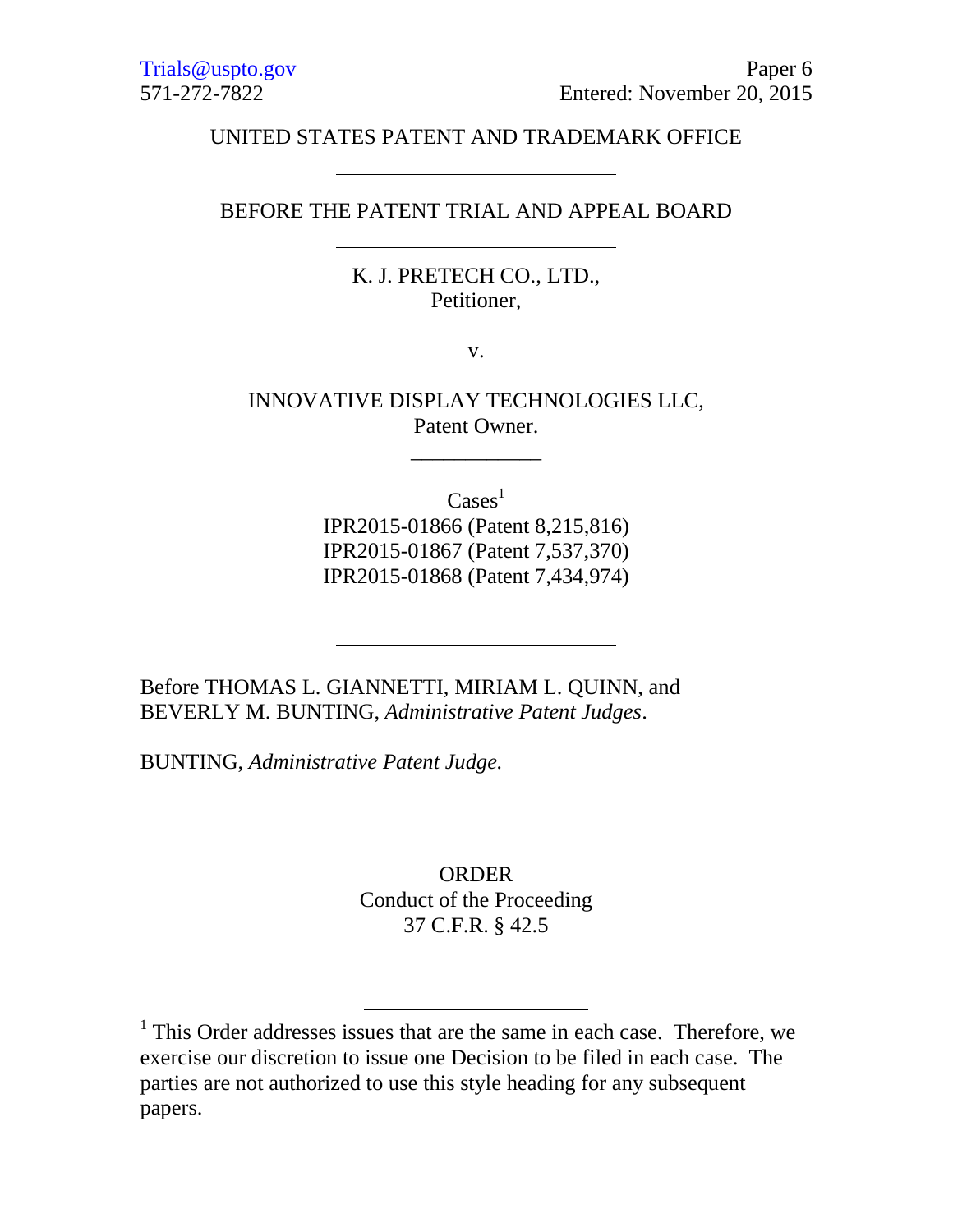Trials@uspto.gov
571-272-7822

Paper 6
Entered: November 20, 2015

UNITED STATES PATENT AND TRADEMARK OFFICE

---

BEFORE THE PATENT TRIAL AND APPEAL BOARD

---

K. J. PRETECH CO., LTD.,
Petitioner,

v.

INNOVATIVE DISPLAY TECHNOLOGIES LLC,
Patent Owner.

---

Cases[1]
IPR2015-01866 (Patent 8,215,816)
IPR2015-01867 (Patent 7,537,370)
IPR2015-01868 (Patent 7,434,974)

---

Before THOMAS L. GIANNETTI, MIRIAM L. QUINN, and BEVERLY M. BUNTING, *Administrative Patent Judges*.

BUNTING, *Administrative Patent Judge.*

ORDER
Conduct of the Proceeding
37 C.F.R. § 42.5

---

[1] This Order addresses issues that are the same in each case. Therefore, we exercise our discretion to issue one Decision to be filed in each case. The parties are not authorized to use this style heading for any subsequent papers.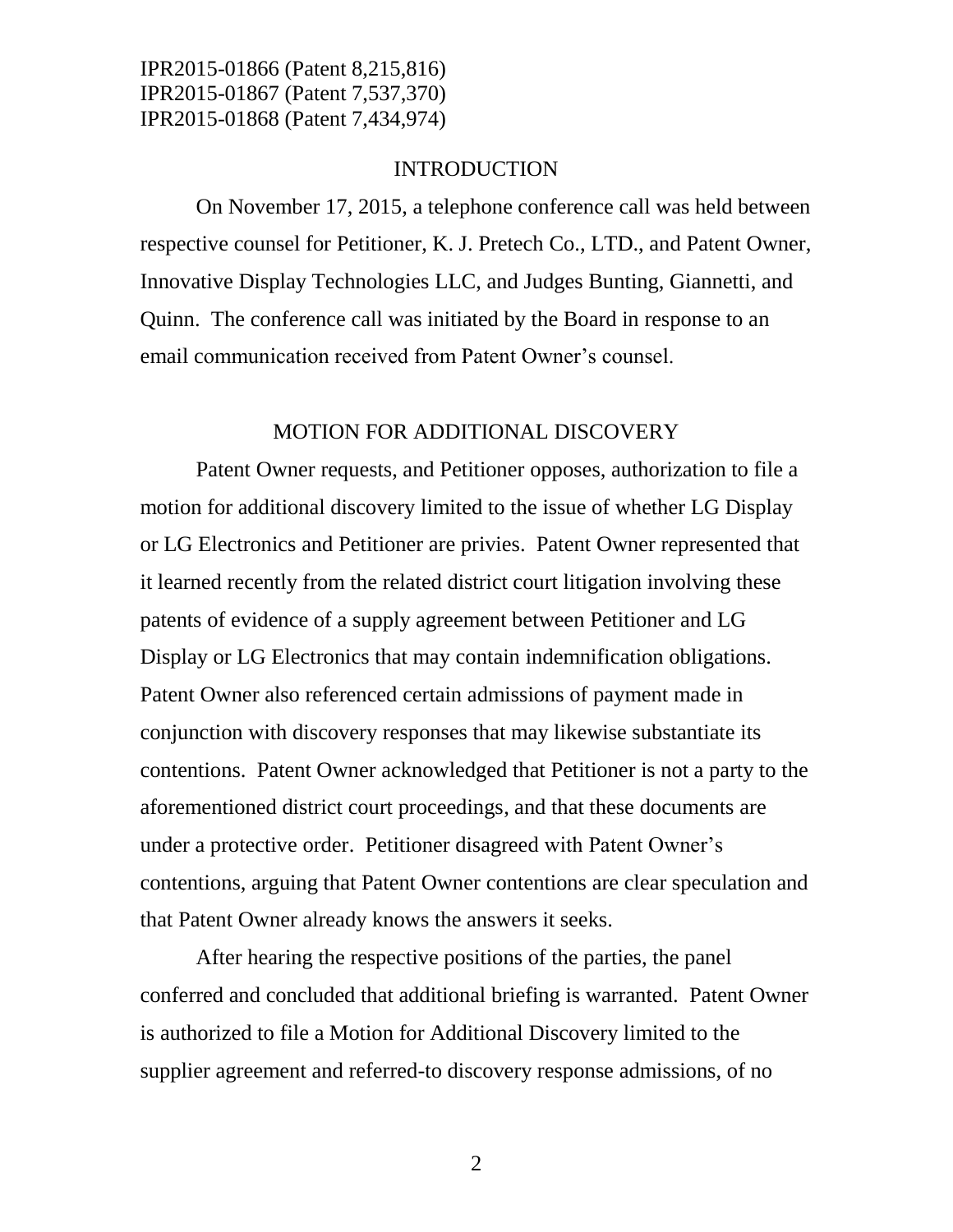IPR2015-01866 (Patent 8,215,816)
IPR2015-01867 (Patent 7,537,370)
IPR2015-01868 (Patent 7,434,974)

## INTRODUCTION

On November 17, 2015, a telephone conference call was held between respective counsel for Petitioner, K. J. Pretech Co., LTD., and Patent Owner, Innovative Display Technologies LLC, and Judges Bunting, Giannetti, and Quinn. The conference call was initiated by the Board in response to an email communication received from Patent Owner's counsel.

## MOTION FOR ADDITIONAL DISCOVERY

Patent Owner requests, and Petitioner opposes, authorization to file a motion for additional discovery limited to the issue of whether LG Display or LG Electronics and Petitioner are privies. Patent Owner represented that it learned recently from the related district court litigation involving these patents of evidence of a supply agreement between Petitioner and LG Display or LG Electronics that may contain indemnification obligations. Patent Owner also referenced certain admissions of payment made in conjunction with discovery responses that may likewise substantiate its contentions. Patent Owner acknowledged that Petitioner is not a party to the aforementioned district court proceedings, and that these documents are under a protective order. Petitioner disagreed with Patent Owner's contentions, arguing that Patent Owner contentions are clear speculation and that Patent Owner already knows the answers it seeks.

After hearing the respective positions of the parties, the panel conferred and concluded that additional briefing is warranted. Patent Owner is authorized to file a Motion for Additional Discovery limited to the supplier agreement and referred-to discovery response admissions, of no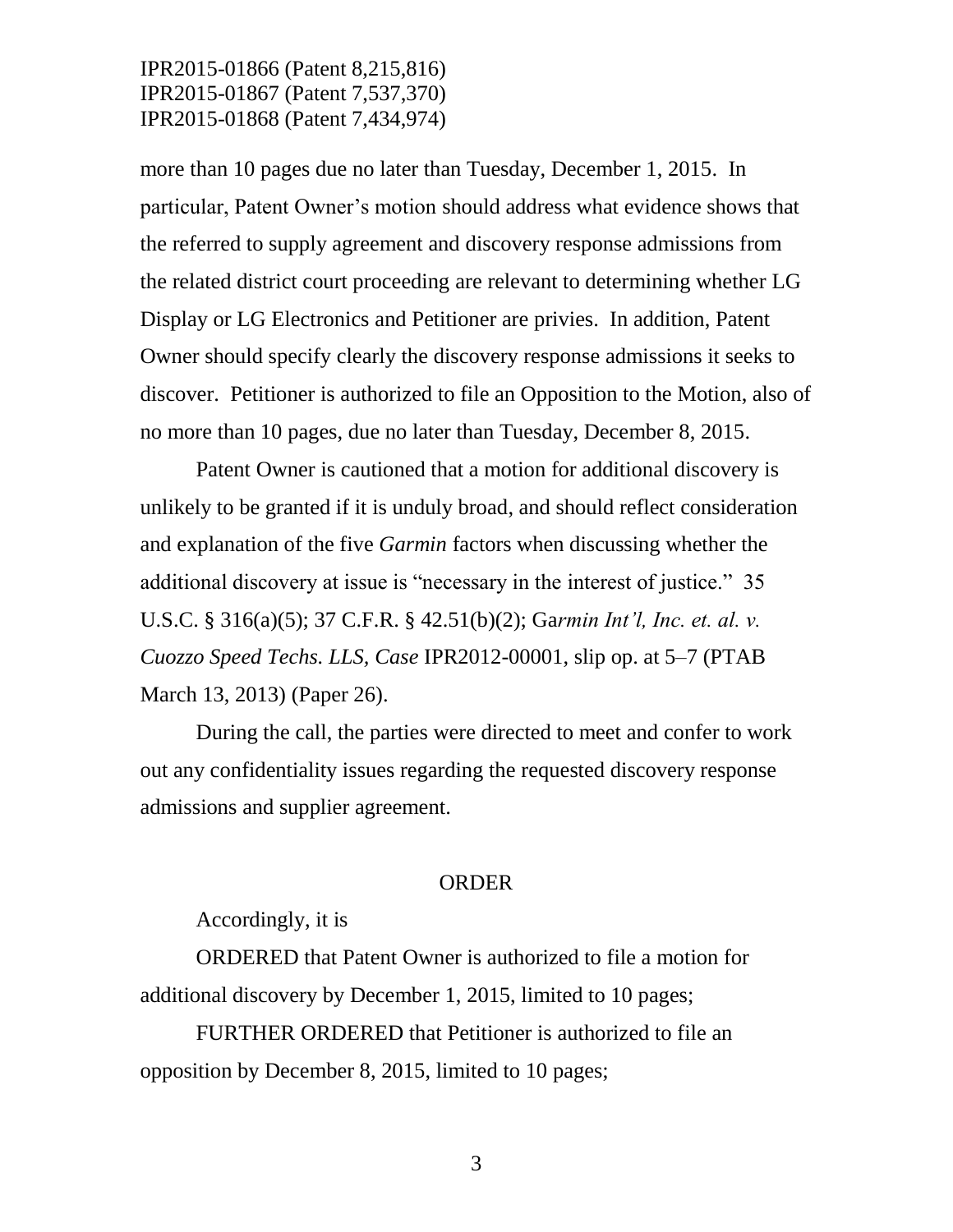more than 10 pages due no later than Tuesday, December 1, 2015. In particular, Patent Owner's motion should address what evidence shows that the referred to supply agreement and discovery response admissions from the related district court proceeding are relevant to determining whether LG Display or LG Electronics and Petitioner are privies. In addition, Patent Owner should specify clearly the discovery response admissions it seeks to discover. Petitioner is authorized to file an Opposition to the Motion, also of no more than 10 pages, due no later than Tuesday, December 8, 2015.

Patent Owner is cautioned that a motion for additional discovery is unlikely to be granted if it is unduly broad, and should reflect consideration and explanation of the five *Garmin* factors when discussing whether the additional discovery at issue is "necessary in the interest of justice." 35 U.S.C. § 316(a)(5); 37 C.F.R. § 42.51(b)(2); Ga*rmin Int'l, Inc. et. al. v. Cuozzo Speed Techs. LLS, Case* IPR2012-00001, slip op. at 5–7 (PTAB March 13, 2013) (Paper 26).

During the call, the parties were directed to meet and confer to work out any confidentiality issues regarding the requested discovery response admissions and supplier agreement.

ORDER

Accordingly, it is

ORDERED that Patent Owner is authorized to file a motion for additional discovery by December 1, 2015, limited to 10 pages;

FURTHER ORDERED that Petitioner is authorized to file an opposition by December 8, 2015, limited to 10 pages;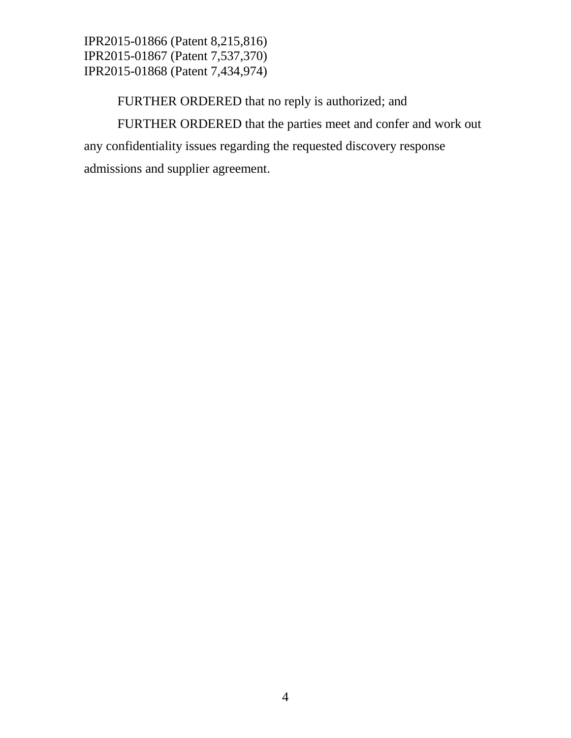FURTHER ORDERED that no reply is authorized; and

FURTHER ORDERED that the parties meet and confer and work out any confidentiality issues regarding the requested discovery response admissions and supplier agreement.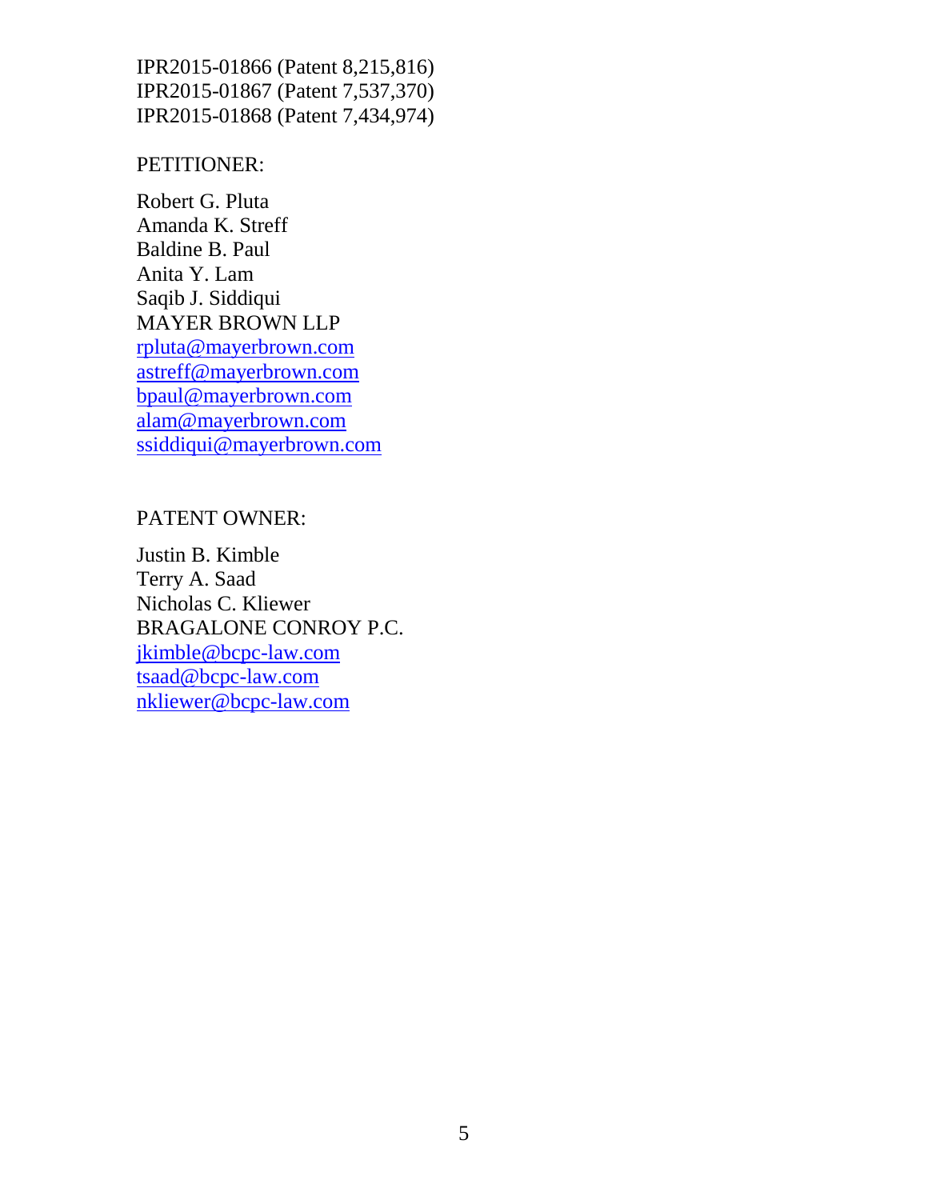IPR2015-01866 (Patent 8,215,816)
IPR2015-01867 (Patent 7,537,370)
IPR2015-01868 (Patent 7,434,974)

PETITIONER:

Robert G. Pluta
Amanda K. Streff
Baldine B. Paul
Anita Y. Lam
Saqib J. Siddiqui
MAYER BROWN LLP
rpluta@mayerbrown.com
astreff@mayerbrown.com
bpaul@mayerbrown.com
alam@mayerbrown.com
ssiddiqui@mayerbrown.com

PATENT OWNER:

Justin B. Kimble
Terry A. Saad
Nicholas C. Kliewer
BRAGALONE CONROY P.C.
jkimble@bcpc-law.com
tsaad@bcpc-law.com
nkliewer@bcpc-law.com